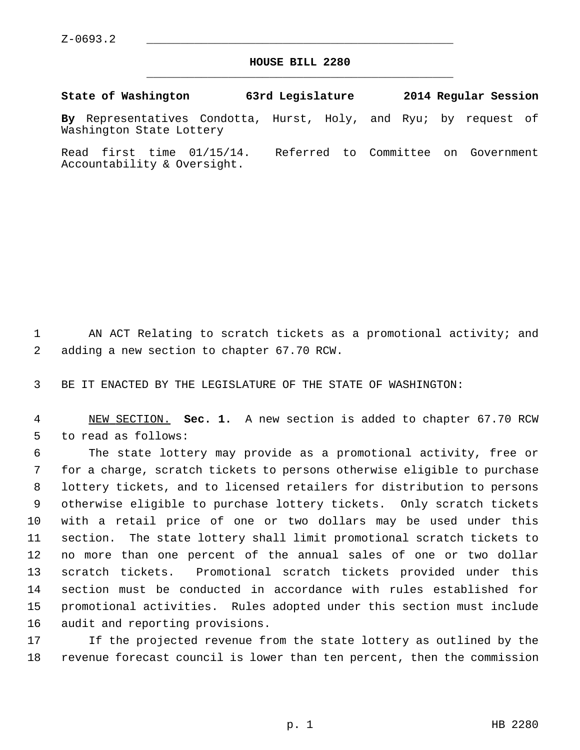Z-0693.2

# HOUSE BILL 2280

**State of Washington 63rd Legislature 2014 Regular Session**

**By** Representatives Condotta, Hurst, Holy, and Ryu; by request of Washington State Lottery

Read first time 01/15/14. Referred to Committee on Government Accountability & Oversight.

AN ACT Relating to scratch tickets as a promotional activity; and adding a new section to chapter 67.70 RCW.

BE IT ENACTED BY THE LEGISLATURE OF THE STATE OF WASHINGTON:

NEW SECTION. **Sec. 1.** A new section is added to chapter 67.70 RCW to read as follows:

The state lottery may provide as a promotional activity, free or for a charge, scratch tickets to persons otherwise eligible to purchase lottery tickets, and to licensed retailers for distribution to persons otherwise eligible to purchase lottery tickets. Only scratch tickets with a retail price of one or two dollars may be used under this section. The state lottery shall limit promotional scratch tickets to no more than one percent of the annual sales of one or two dollar scratch tickets. Promotional scratch tickets provided under this section must be conducted in accordance with rules established for promotional activities. Rules adopted under this section must include audit and reporting provisions.

If the projected revenue from the state lottery as outlined by the revenue forecast council is lower than ten percent, then the commission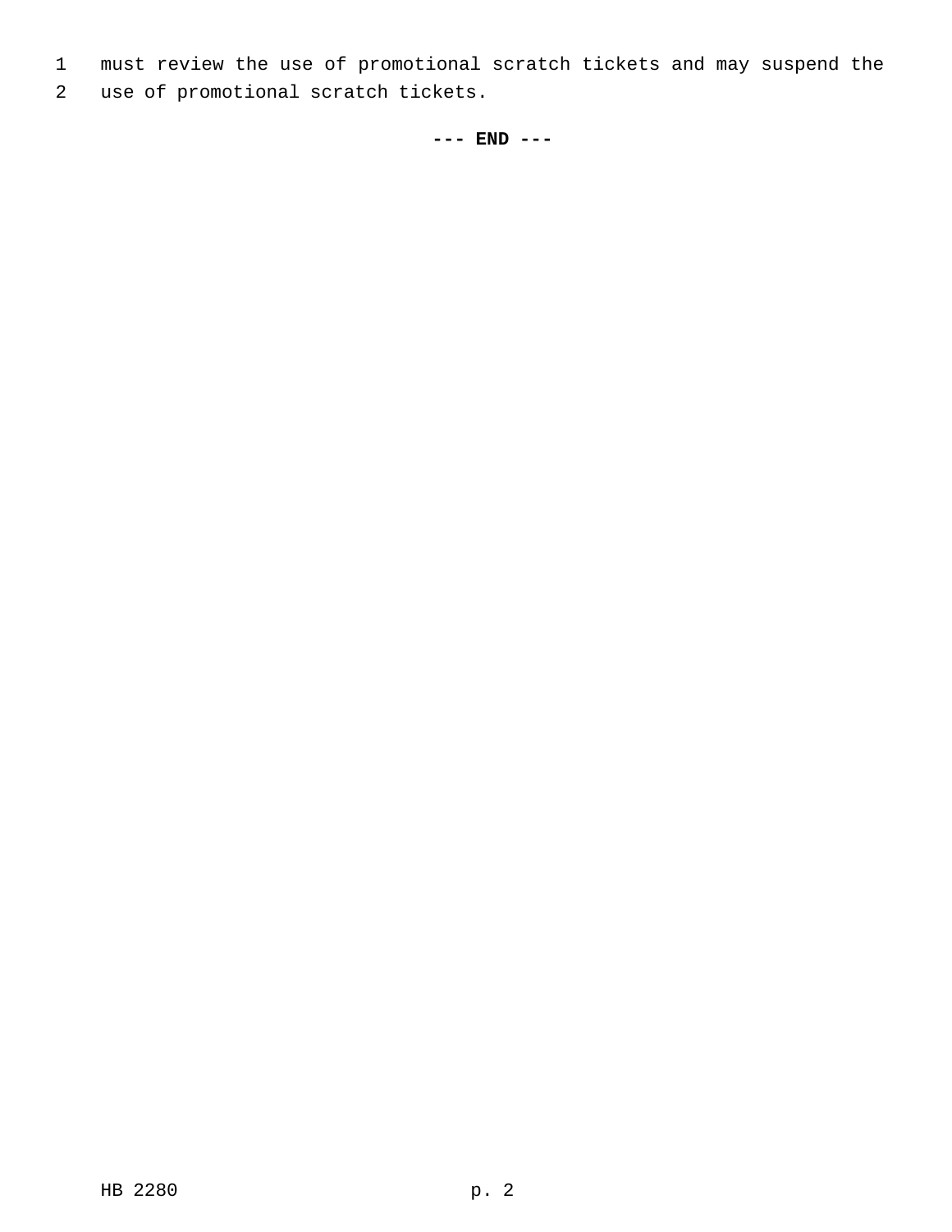must review the use of promotional scratch tickets and may suspend the use of promotional scratch tickets.

**--- END ---**